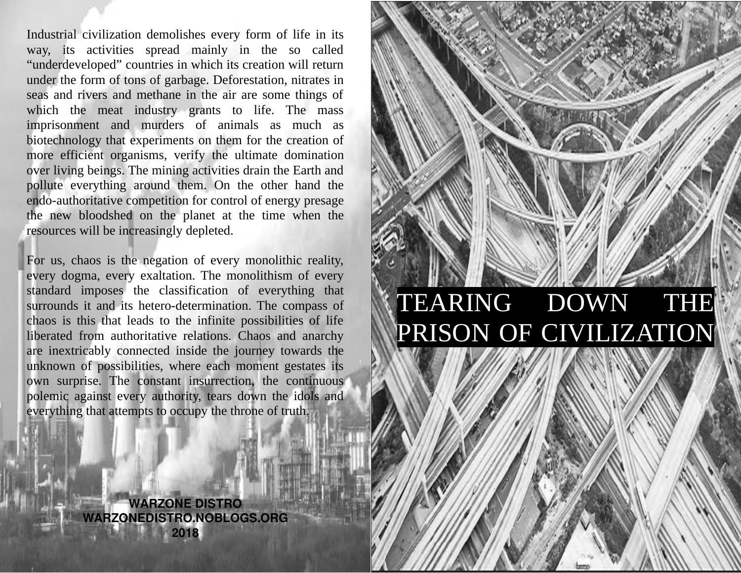# TEARING DOWN THE PRISON OF CIVILIZATION

Industrial civilization demolishes every form of life in its way, its activities spread mainly in the so called "underdeveloped" countries in which its creation will return under the form of tons of garbage. Deforestation, nitrates in seas and rivers and methane in the air are some things of which the meat industry grants to life. The mass imprisonment and murders of animals as much as biotechnology that experiments on them for the creation of more efficient organisms, verify the ultimate domination over living beings. The mining activities drain the Earth and pollute everything around them. On the other hand the endo-authoritative competition for control of energy presage the new bloodshed on the planet at the time when the resources will be increasingly depleted.

For us, chaos is the negation of every monolithic reality, every dogma, every exaltation. The monolithism of every standard imposes the classification of everything that surrounds it and its hetero-determination. The compass of chaos is this that leads to the infinite possibilities of life liberated from authoritative relations. Chaos and anarchy are inextricably connected inside the journey towards the unknown of possibilities, where each moment gestates its own surprise. The constant insurrection, the continuous polemic against every authority, tears down the idols and everything that attempts to occupy the throne of truth.

**WARZONE DISTRO**
**WARZONEDISTRO.NOBLOGS.ORG**
**2018**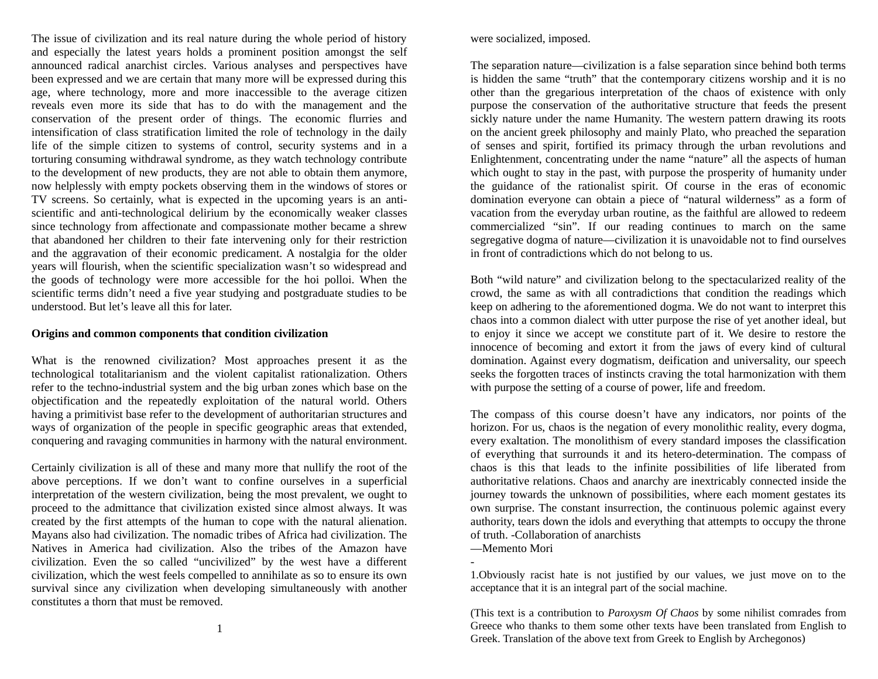The issue of civilization and its real nature during the whole period of history and especially the latest years holds a prominent position amongst the self announced radical anarchist circles. Various analyses and perspectives have been expressed and we are certain that many more will be expressed during this age, where technology, more and more inaccessible to the average citizen reveals even more its side that has to do with the management and the conservation of the present order of things. The economic flurries and intensification of class stratification limited the role of technology in the daily life of the simple citizen to systems of control, security systems and in a torturing consuming withdrawal syndrome, as they watch technology contribute to the development of new products, they are not able to obtain them anymore, now helplessly with empty pockets observing them in the windows of stores or TV screens. So certainly, what is expected in the upcoming years is an anti-scientific and anti-technological delirium by the economically weaker classes since technology from affectionate and compassionate mother became a shrew that abandoned her children to their fate intervening only for their restriction and the aggravation of their economic predicament. A nostalgia for the older years will flourish, when the scientific specialization wasn't so widespread and the goods of technology were more accessible for the hoi polloi. When the scientific terms didn't need a five year studying and postgraduate studies to be understood. But let's leave all this for later.

**Origins and common components that condition civilization**

What is the renowned civilization? Most approaches present it as the technological totalitarianism and the violent capitalist rationalization. Others refer to the techno-industrial system and the big urban zones which base on the objectification and the repeatedly exploitation of the natural world. Others having a primitivist base refer to the development of authoritarian structures and ways of organization of the people in specific geographic areas that extended, conquering and ravaging communities in harmony with the natural environment.

Certainly civilization is all of these and many more that nullify the root of the above perceptions. If we don't want to confine ourselves in a superficial interpretation of the western civilization, being the most prevalent, we ought to proceed to the admittance that civilization existed since almost always. It was created by the first attempts of the human to cope with the natural alienation. Mayans also had civilization. The nomadic tribes of Africa had civilization. The Natives in America had civilization. Also the tribes of the Amazon have civilization. Even the so called "uncivilized" by the west have a different civilization, which the west feels compelled to annihilate as so to ensure its own survival since any civilization when developing simultaneously with another constitutes a thorn that must be removed.

were socialized, imposed.

The separation nature—civilization is a false separation since behind both terms is hidden the same "truth" that the contemporary citizens worship and it is no other than the gregarious interpretation of the chaos of existence with only purpose the conservation of the authoritative structure that feeds the present sickly nature under the name Humanity. The western pattern drawing its roots on the ancient greek philosophy and mainly Plato, who preached the separation of senses and spirit, fortified its primacy through the urban revolutions and Enlightenment, concentrating under the name "nature" all the aspects of human which ought to stay in the past, with purpose the prosperity of humanity under the guidance of the rationalist spirit. Of course in the eras of economic domination everyone can obtain a piece of "natural wilderness" as a form of vacation from the everyday urban routine, as the faithful are allowed to redeem commercialized "sin". If our reading continues to march on the same segregative dogma of nature—civilization it is unavoidable not to find ourselves in front of contradictions which do not belong to us.

Both "wild nature" and civilization belong to the spectacularized reality of the crowd, the same as with all contradictions that condition the readings which keep on adhering to the aforementioned dogma. We do not want to interpret this chaos into a common dialect with utter purpose the rise of yet another ideal, but to enjoy it since we accept we constitute part of it. We desire to restore the innocence of becoming and extort it from the jaws of every kind of cultural domination. Against every dogmatism, deification and universality, our speech seeks the forgotten traces of instincts craving the total harmonization with them with purpose the setting of a course of power, life and freedom.

The compass of this course doesn't have any indicators, nor points of the horizon. For us, chaos is the negation of every monolithic reality, every dogma, every exaltation. The monolithism of every standard imposes the classification of everything that surrounds it and its hetero-determination. The compass of chaos is this that leads to the infinite possibilities of life liberated from authoritative relations. Chaos and anarchy are inextricably connected inside the journey towards the unknown of possibilities, where each moment gestates its own surprise. The constant insurrection, the continuous polemic against every authority, tears down the idols and everything that attempts to occupy the throne of truth. -Collaboration of anarchists

—Memento Mori

-

1.Obviously racist hate is not justified by our values, we just move on to the acceptance that it is an integral part of the social machine.

(This text is a contribution to *Paroxysm Of Chaos* by some nihilist comrades from Greece who thanks to them some other texts have been translated from English to Greek. Translation of the above text from Greek to English by Archegonos)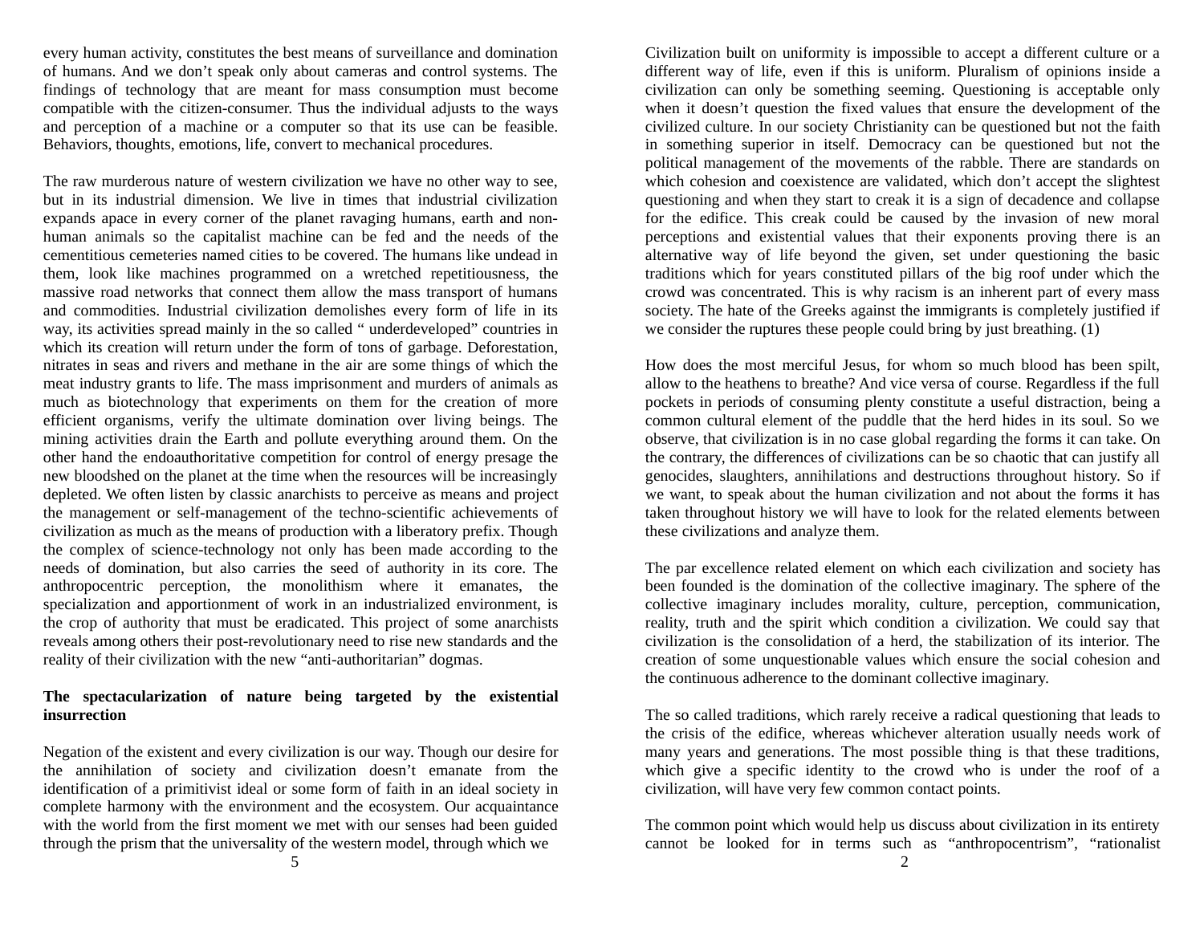every human activity, constitutes the best means of surveillance and domination of humans. And we don't speak only about cameras and control systems. The findings of technology that are meant for mass consumption must become compatible with the citizen-consumer. Thus the individual adjusts to the ways and perception of a machine or a computer so that its use can be feasible. Behaviors, thoughts, emotions, life, convert to mechanical procedures.

The raw murderous nature of western civilization we have no other way to see, but in its industrial dimension. We live in times that industrial civilization expands apace in every corner of the planet ravaging humans, earth and non-human animals so the capitalist machine can be fed and the needs of the cementitious cemeteries named cities to be covered. The humans like undead in them, look like machines programmed on a wretched repetitiousness, the massive road networks that connect them allow the mass transport of humans and commodities. Industrial civilization demolishes every form of life in its way, its activities spread mainly in the so called " underdeveloped" countries in which its creation will return under the form of tons of garbage. Deforestation, nitrates in seas and rivers and methane in the air are some things of which the meat industry grants to life. The mass imprisonment and murders of animals as much as biotechnology that experiments on them for the creation of more efficient organisms, verify the ultimate domination over living beings. The mining activities drain the Earth and pollute everything around them. On the other hand the endoauthoritative competition for control of energy presage the new bloodshed on the planet at the time when the resources will be increasingly depleted. We often listen by classic anarchists to perceive as means and project the management or self-management of the techno-scientific achievements of civilization as much as the means of production with a liberatory prefix. Though the complex of science-technology not only has been made according to the needs of domination, but also carries the seed of authority in its core. The anthropocentric perception, the monolithism where it emanates, the specialization and apportionment of work in an industrialized environment, is the crop of authority that must be eradicated. This project of some anarchists reveals among others their post-revolutionary need to rise new standards and the reality of their civilization with the new "anti-authoritarian" dogmas.

**The spectacularization of nature being targeted by the existential insurrection**

Negation of the existent and every civilization is our way. Though our desire for the annihilation of society and civilization doesn't emanate from the identification of a primitivist ideal or some form of faith in an ideal society in complete harmony with the environment and the ecosystem. Our acquaintance with the world from the first moment we met with our senses had been guided through the prism that the universality of the western model, through which we

Civilization built on uniformity is impossible to accept a different culture or a different way of life, even if this is uniform. Pluralism of opinions inside a civilization can only be something seeming. Questioning is acceptable only when it doesn't question the fixed values that ensure the development of the civilized culture. In our society Christianity can be questioned but not the faith in something superior in itself. Democracy can be questioned but not the political management of the movements of the rabble. There are standards on which cohesion and coexistence are validated, which don't accept the slightest questioning and when they start to creak it is a sign of decadence and collapse for the edifice. This creak could be caused by the invasion of new moral perceptions and existential values that their exponents proving there is an alternative way of life beyond the given, set under questioning the basic traditions which for years constituted pillars of the big roof under which the crowd was concentrated. This is why racism is an inherent part of every mass society. The hate of the Greeks against the immigrants is completely justified if we consider the ruptures these people could bring by just breathing. (1)

How does the most merciful Jesus, for whom so much blood has been spilt, allow to the heathens to breathe? And vice versa of course. Regardless if the full pockets in periods of consuming plenty constitute a useful distraction, being a common cultural element of the puddle that the herd hides in its soul. So we observe, that civilization is in no case global regarding the forms it can take. On the contrary, the differences of civilizations can be so chaotic that can justify all genocides, slaughters, annihilations and destructions throughout history. So if we want, to speak about the human civilization and not about the forms it has taken throughout history we will have to look for the related elements between these civilizations and analyze them.

The par excellence related element on which each civilization and society has been founded is the domination of the collective imaginary. The sphere of the collective imaginary includes morality, culture, perception, communication, reality, truth and the spirit which condition a civilization. We could say that civilization is the consolidation of a herd, the stabilization of its interior. The creation of some unquestionable values which ensure the social cohesion and the continuous adherence to the dominant collective imaginary.

The so called traditions, which rarely receive a radical questioning that leads to the crisis of the edifice, whereas whichever alteration usually needs work of many years and generations. The most possible thing is that these traditions, which give a specific identity to the crowd who is under the roof of a civilization, will have very few common contact points.

The common point which would help us discuss about civilization in its entirety cannot be looked for in terms such as "anthropocentrism", "rationalist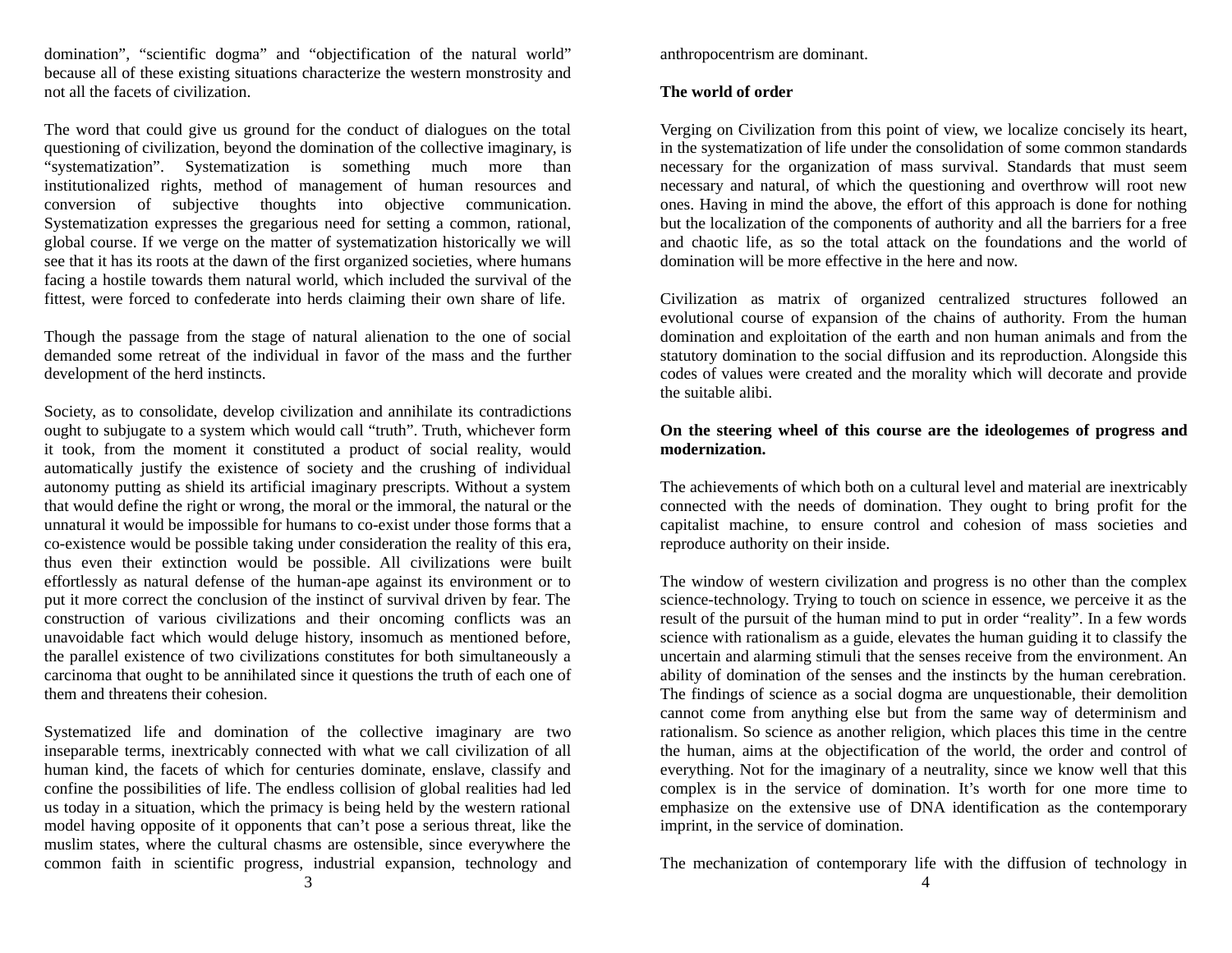domination", "scientific dogma" and "objectification of the natural world" because all of these existing situations characterize the western monstrosity and not all the facets of civilization.

The word that could give us ground for the conduct of dialogues on the total questioning of civilization, beyond the domination of the collective imaginary, is "systematization". Systematization is something much more than institutionalized rights, method of management of human resources and conversion of subjective thoughts into objective communication. Systematization expresses the gregarious need for setting a common, rational, global course. If we verge on the matter of systematization historically we will see that it has its roots at the dawn of the first organized societies, where humans facing a hostile towards them natural world, which included the survival of the fittest, were forced to confederate into herds claiming their own share of life.

Though the passage from the stage of natural alienation to the one of social demanded some retreat of the individual in favor of the mass and the further development of the herd instincts.

Society, as to consolidate, develop civilization and annihilate its contradictions ought to subjugate to a system which would call "truth". Truth, whichever form it took, from the moment it constituted a product of social reality, would automatically justify the existence of society and the crushing of individual autonomy putting as shield its artificial imaginary prescripts. Without a system that would define the right or wrong, the moral or the immoral, the natural or the unnatural it would be impossible for humans to co-exist under those forms that a co-existence would be possible taking under consideration the reality of this era, thus even their extinction would be possible. All civilizations were built effortlessly as natural defense of the human-ape against its environment or to put it more correct the conclusion of the instinct of survival driven by fear. The construction of various civilizations and their oncoming conflicts was an unavoidable fact which would deluge history, insomuch as mentioned before, the parallel existence of two civilizations constitutes for both simultaneously a carcinoma that ought to be annihilated since it questions the truth of each one of them and threatens their cohesion.

Systematized life and domination of the collective imaginary are two inseparable terms, inextricably connected with what we call civilization of all human kind, the facets of which for centuries dominate, enslave, classify and confine the possibilities of life. The endless collision of global realities had led us today in a situation, which the primacy is being held by the western rational model having opposite of it opponents that can't pose a serious threat, like the muslim states, where the cultural chasms are ostensible, since everywhere the common faith in scientific progress, industrial expansion, technology and anthropocentrism are dominant.

**The world of order**

Verging on Civilization from this point of view, we localize concisely its heart, in the systematization of life under the consolidation of some common standards necessary for the organization of mass survival. Standards that must seem necessary and natural, of which the questioning and overthrow will root new ones. Having in mind the above, the effort of this approach is done for nothing but the localization of the components of authority and all the barriers for a free and chaotic life, as so the total attack on the foundations and the world of domination will be more effective in the here and now.

Civilization as matrix of organized centralized structures followed an evolutional course of expansion of the chains of authority. From the human domination and exploitation of the earth and non human animals and from the statutory domination to the social diffusion and its reproduction. Alongside this codes of values were created and the morality which will decorate and provide the suitable alibi.

**On the steering wheel of this course are the ideologemes of progress and modernization.**

The achievements of which both on a cultural level and material are inextricably connected with the needs of domination. They ought to bring profit for the capitalist machine, to ensure control and cohesion of mass societies and reproduce authority on their inside.

The window of western civilization and progress is no other than the complex science-technology. Trying to touch on science in essence, we perceive it as the result of the pursuit of the human mind to put in order "reality". In a few words science with rationalism as a guide, elevates the human guiding it to classify the uncertain and alarming stimuli that the senses receive from the environment. An ability of domination of the senses and the instincts by the human cerebration. The findings of science as a social dogma are unquestionable, their demolition cannot come from anything else but from the same way of determinism and rationalism. So science as another religion, which places this time in the centre the human, aims at the objectification of the world, the order and control of everything. Not for the imaginary of a neutrality, since we know well that this complex is in the service of domination. It's worth for one more time to emphasize on the extensive use of DNA identification as the contemporary imprint, in the service of domination.

The mechanization of contemporary life with the diffusion of technology in